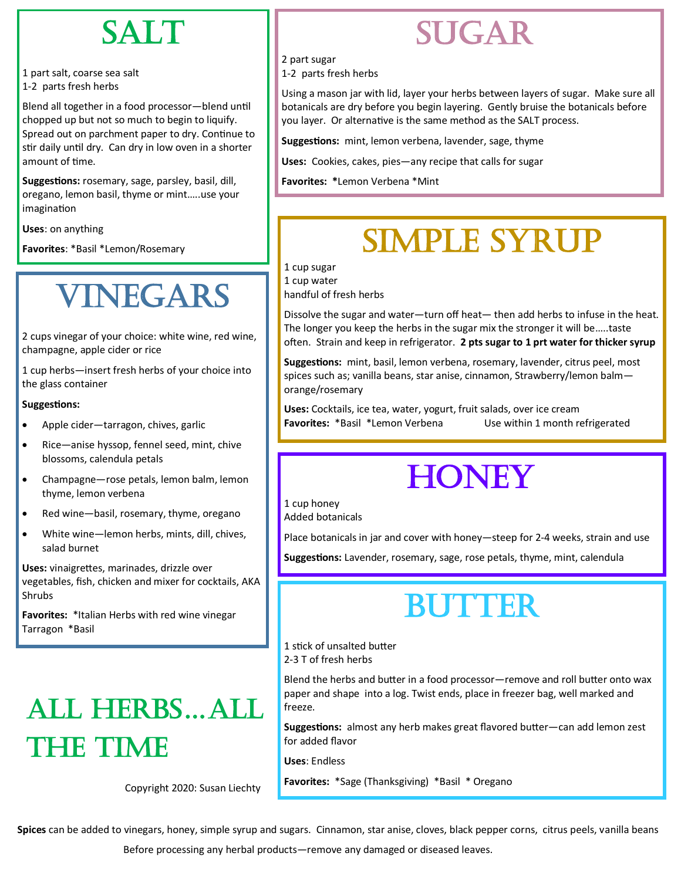# SALT

1 part salt, coarse sea salt
1-2 parts fresh herbs

Blend all together in a food processor—blend until chopped up but not so much to begin to liquify. Spread out on parchment paper to dry. Continue to stir daily until dry. Can dry in low oven in a shorter amount of time.

**Suggestions:** rosemary, sage, parsley, basil, dill, oregano, lemon basil, thyme or mint…..use your imagination

**Uses**: on anything

**Favorites**: *Basil *Lemon/Rosemary

# VINEGARS

2 cups vinegar of your choice: white wine, red wine, champagne, apple cider or rice

1 cup herbs—insert fresh herbs of your choice into the glass container

**Suggestions:**

- Apple cider—tarragon, chives, garlic
- Rice—anise hyssop, fennel seed, mint, chive blossoms, calendula petals
- Champagne—rose petals, lemon balm, lemon thyme, lemon verbena
- Red wine—basil, rosemary, thyme, oregano
- White wine—lemon herbs, mints, dill, chives, salad burnet

**Uses:** vinaigrettes, marinades, drizzle over vegetables, fish, chicken and mixer for cocktails, AKA Shrubs

**Favorites:** *Italian Herbs with red wine vinegar Tarragon *Basil

# ALL HERBS…ALL THE TIME

Copyright 2020: Susan Liechty

# SUGAR

2 part sugar
1-2 parts fresh herbs

Using a mason jar with lid, layer your herbs between layers of sugar. Make sure all botanicals are dry before you begin layering. Gently bruise the botanicals before you layer. Or alternative is the same method as the SALT process.

**Suggestions:** mint, lemon verbena, lavender, sage, thyme

**Uses:** Cookies, cakes, pies—any recipe that calls for sugar

**Favorites:** *Lemon Verbena *Mint

# SIMPLE SYRUP

1 cup sugar
1 cup water
handful of fresh herbs

Dissolve the sugar and water—turn off heat— then add herbs to infuse in the heat. The longer you keep the herbs in the sugar mix the stronger it will be…..taste often. Strain and keep in refrigerator. **2 pts sugar to 1 prt water for thicker syrup**

**Suggestions:** mint, basil, lemon verbena, rosemary, lavender, citrus peel, most spices such as; vanilla beans, star anise, cinnamon, Strawberry/lemon balm—orange/rosemary

**Uses:** Cocktails, ice tea, water, yogurt, fruit salads, over ice cream

**Favorites:** *Basil *Lemon Verbena Use within 1 month refrigerated

# HONEY

1 cup honey
Added botanicals

Place botanicals in jar and cover with honey—steep for 2-4 weeks, strain and use

**Suggestions:** Lavender, rosemary, sage, rose petals, thyme, mint, calendula

# BUTTER

1 stick of unsalted butter
2-3 T of fresh herbs

Blend the herbs and butter in a food processor—remove and roll butter onto wax paper and shape into a log. Twist ends, place in freezer bag, well marked and freeze.

**Suggestions:** almost any herb makes great flavored butter—can add lemon zest for added flavor

**Uses**: Endless

**Favorites:** *Sage (Thanksgiving) *Basil * Oregano

**Spices** can be added to vinegars, honey, simple syrup and sugars. Cinnamon, star anise, cloves, black pepper corns, citrus peels, vanilla beans

Before processing any herbal products—remove any damaged or diseased leaves.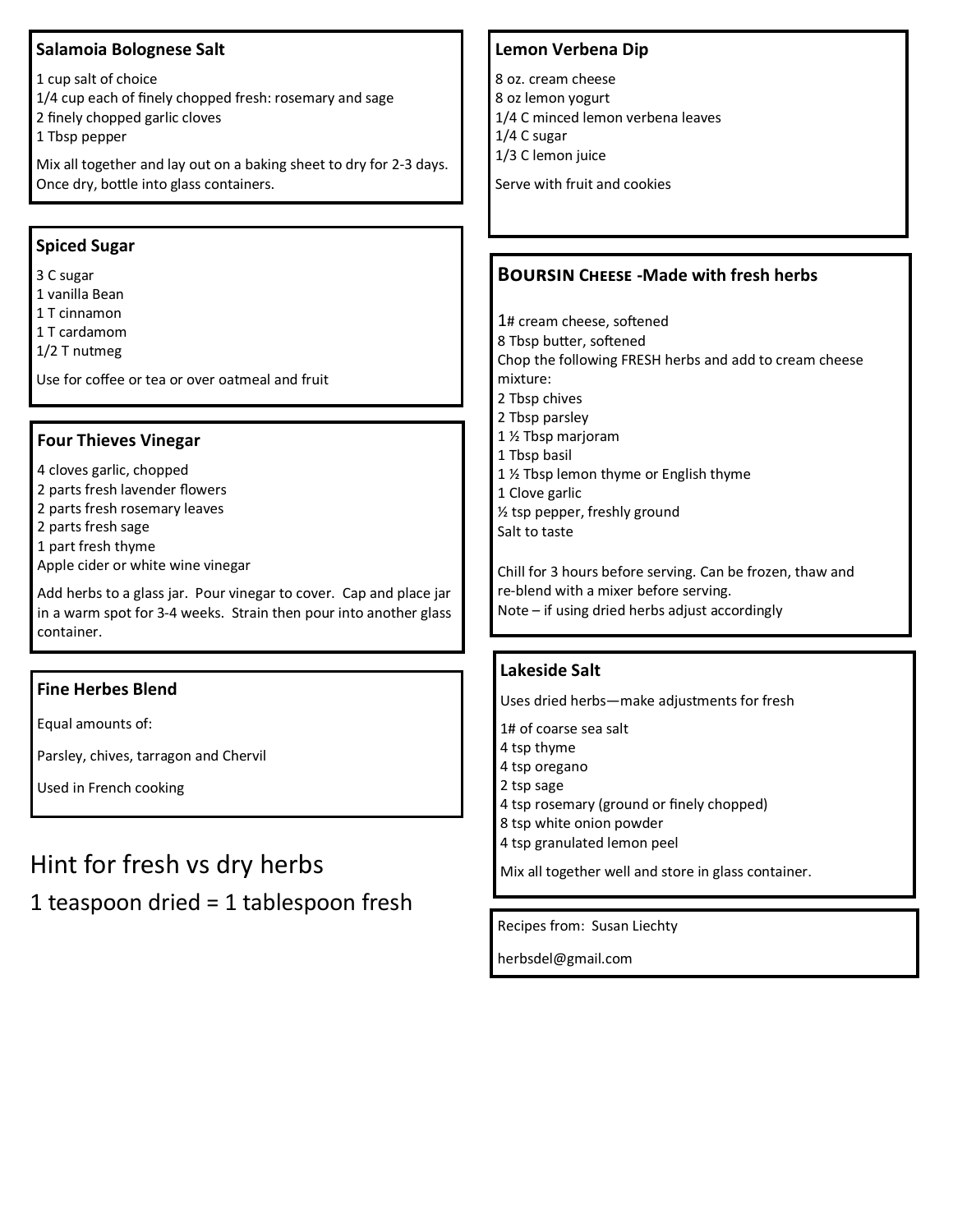### Salamoia Bolognese Salt

1 cup salt of choice
1/4 cup each of finely chopped fresh: rosemary and sage
2 finely chopped garlic cloves
1 Tbsp pepper

Mix all together and lay out on a baking sheet to dry for 2-3 days. Once dry, bottle into glass containers.

### Spiced Sugar

3 C sugar
1 vanilla Bean
1 T cinnamon
1 T cardamom
1/2 T nutmeg

Use for coffee or tea or over oatmeal and fruit

### Four Thieves Vinegar

4 cloves garlic, chopped
2 parts fresh lavender flowers
2 parts fresh rosemary leaves
2 parts fresh sage
1 part fresh thyme
Apple cider or white wine vinegar

Add herbs to a glass jar. Pour vinegar to cover. Cap and place jar in a warm spot for 3-4 weeks. Strain then pour into another glass container.

### Fine Herbes Blend

Equal amounts of:

Parsley, chives, tarragon and Chervil

Used in French cooking

## Hint for fresh vs dry herbs

1 teaspoon dried = 1 tablespoon fresh

### Lemon Verbena Dip

8 oz. cream cheese
8 oz lemon yogurt
1/4 C minced lemon verbena leaves
1/4 C sugar
1/3 C lemon juice

Serve with fruit and cookies

### Boursin Cheese -Made with fresh herbs

1# cream cheese, softened
8 Tbsp butter, softened
Chop the following FRESH herbs and add to cream cheese mixture:
2 Tbsp chives
2 Tbsp parsley
1 ½ Tbsp marjoram
1 Tbsp basil
1 ½ Tbsp lemon thyme or English thyme
1 Clove garlic
½ tsp pepper, freshly ground
Salt to taste

Chill for 3 hours before serving. Can be frozen, thaw and re-blend with a mixer before serving.
Note – if using dried herbs adjust accordingly

### Lakeside Salt

Uses dried herbs—make adjustments for fresh

1# of coarse sea salt
4 tsp thyme
4 tsp oregano
2 tsp sage
4 tsp rosemary (ground or finely chopped)
8 tsp white onion powder
4 tsp granulated lemon peel

Mix all together well and store in glass container.

Recipes from: Susan Liechty

herbsdel@gmail.com